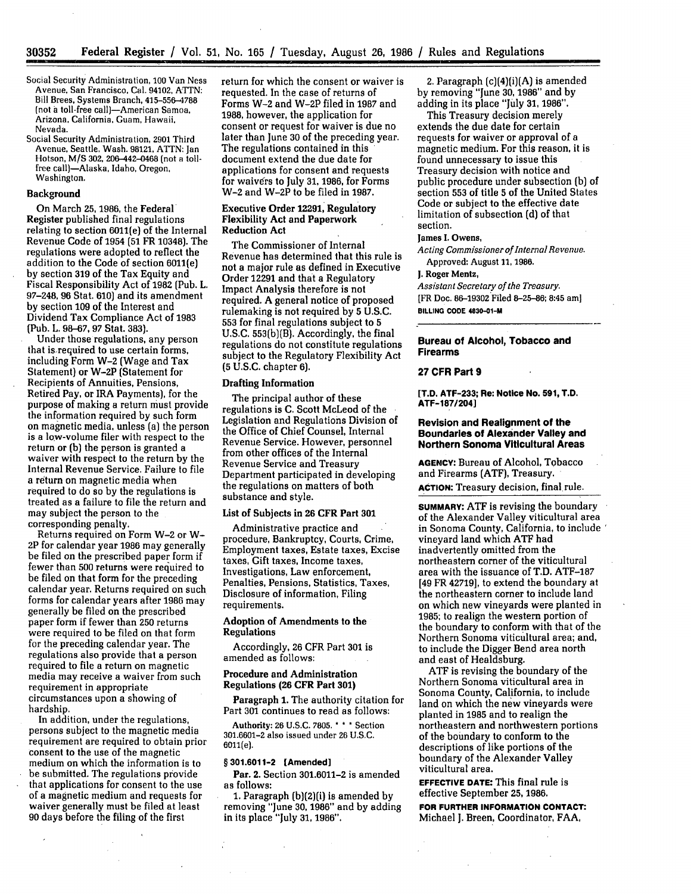Social Security Administration, 100 Van Ness Avenue, San Francisco, Cal. 94102, ATTN: Bill Brees, Systems Branch, 415-556-4788 (not a toll-free call)—American Samoa, Arizona, California, Guam, Hawaii, Nevada.

Social Security Administration, 2901 Third Avenue, Seattle, Wash. 98121, ATTN: Jan Hotson, M/S 302, 206-442-0468 (not a toll-free call)—Alaska, Idaho, Oregon, Washington.

### Background

On March 25, 1986, the Federal Register published final regulations relating to section 6011(e) of the Internal Revenue Code of 1954 (51 FR 10348). The regulations were adopted to reflect the addition to the Code of section 6011(e) by section 319 of the Tax Equity and Fiscal Responsibility Act of 1982 (Pub. L. 97-248, 96 Stat. 610) and its amendment by section 109 of the Interest and Dividend Tax Compliance Act of 1983 (Pub. L. 98-67, 97 Stat. 383).

Under those regulations, any person that is required to use certain forms, including Form W-2 (Wage and Tax Statement) or W-2P (Statement for Recipients of Annuities, Pensions, Retired Pay, or IRA Payments), for the purpose of making a return must provide the information required by such form on magnetic media, unless (a) the person is a low-volume filer with respect to the return or (b) the person is granted a waiver with respect to the return by the Internal Revenue Service. Failure to file a return on magnetic media when required to do so by the regulations is treated as a failure to file the return and may subject the person to the corresponding penalty.

Returns required on Form W-2 or W-2P for calendar year 1986 may generally be filed on the prescribed paper form if fewer than 500 returns were required to be filed on that form for the preceding calendar year. Returns required on such forms for calendar years after 1986 may generally be filed on the prescribed paper form if fewer than 250 returns were required to be filed on that form for the preceding calendar year. The regulations also provide that a person required to file a return on magnetic media may receive a waiver from such requirement in appropriate circumstances upon a showing of hardship.

In addition, under the regulations, persons subject to the magnetic media requirement are required to obtain prior consent to the use of the magnetic medium on which the information is to be submitted. The regulations provide that applications for consent to the use of a magnetic medium and requests for waiver generally must be filed at least 90 days before the filing of the first return for which the consent or waiver is requested. In the case of returns of Forms W-2 and W-2P filed in 1987 and 1988, however, the application for consent or request for waiver is due no later than June 30 of the preceding year. The regulations contained in this document extend the due date for applications for consent and requests for waivers to July 31, 1986, for Forms W-2 and W-2P to be filed in 1987.

### Executive Order 12291, Regulatory Flexibility Act and Paperwork Reduction Act

The Commissioner of Internal Revenue has determined that this rule is not a major rule as defined in Executive Order 12291 and that a Regulatory Impact Analysis therefore is not required. A general notice of proposed rulemaking is not required by 5 U.S.C. 553 for final regulations subject to 5 U.S.C. 553(b)(B). Accordingly, the final regulations do not constitute regulations subject to the Regulatory Flexibility Act (5 U.S.C. chapter 6).

### Drafting Information

The principal author of these regulations is C. Scott McLeod of the Legislation and Regulations Division of the Office of Chief Counsel, Internal Revenue Service. However, personnel from other offices of the Internal Revenue Service and Treasury Department participated in developing the regulations on matters of both substance and style.

### List of Subjects in 26 CFR Part 301

Administrative practice and procedure, Bankruptcy, Courts, Crime, Employment taxes, Estate taxes, Excise taxes, Gift taxes, Income taxes, Investigations, Law enforcement, Penalties, Pensions, Statistics, Taxes, Disclosure of information, Filing requirements.

### Adoption of Amendments to the Regulations

Accordingly, 26 CFR Part 301 is amended as follows:

### Procedure and Administration Regulations (26 CFR Part 301)

**Paragraph 1.** The authority citation for Part 301 continues to read as follows:

Authority: 26 U.S.C. 7805. * * * Section 301.6601-2 also issued under 26 U.S.C. 6011(e).

**§ 301.6011-2 [Amended]**

**Par. 2.** Section 301.6011-2 is amended as follows:

1. Paragraph (b)(2)(i) is amended by removing "June 30, 1986" and by adding in its place "July 31, 1986".

2. Paragraph (c)(4)(i)(A) is amended by removing "June 30, 1986" and by adding in its place "July 31, 1986".

This Treasury decision merely extends the due date for certain requests for waiver or approval of a magnetic medium. For this reason, it is found unnecessary to issue this Treasury decision with notice and public procedure under subsection (b) of section 553 of title 5 of the United States Code or subject to the effective date limitation of subsection (d) of that section.

**James I. Owens,**
*Acting Commissioner of Internal Revenue.*

Approved: August 11, 1986.

**J. Roger Mentz,**
*Assistant Secretary of the Treasury.*

[FR Doc. 86-19302 Filed 8-25-86; 8:45 am]

BILLING CODE 4830-01-M

---

## Bureau of Alcohol, Tobacco and Firearms

## 27 CFR Part 9

**[T.D. ATF-233; Re: Notice No. 591, T.D. ATF-187/204]**

### Revision and Realignment of the Boundaries of Alexander Valley and Northern Sonoma Viticultural Areas

**AGENCY:** Bureau of Alcohol, Tobacco and Firearms (ATF), Treasury.

**ACTION:** Treasury decision, final rule.

**SUMMARY:** ATF is revising the boundary of the Alexander Valley viticultural area in Sonoma County, California, to include vineyard land which ATF had inadvertently omitted from the northeastern corner of the viticultural area with the issuance of T.D. ATF-187 [49 FR 42719], to extend the boundary at the northeastern corner to include land on which new vineyards were planted in 1985; to realign the western portion of the boundary to conform with that of the Northern Sonoma viticultural area; and, to include the Digger Bend area north and east of Healdsburg.

ATF is revising the boundary of the Northern Sonoma viticultural area in Sonoma County, California, to include land on which the new vineyards were planted in 1985 and to realign the northeastern and northwestern portions of the boundary to conform to the descriptions of like portions of the boundary of the Alexander Valley viticultural area.

**EFFECTIVE DATE:** This final rule is effective September 25, 1986.

**FOR FURTHER INFORMATION CONTACT:** Michael J. Breen, Coordinator, FAA,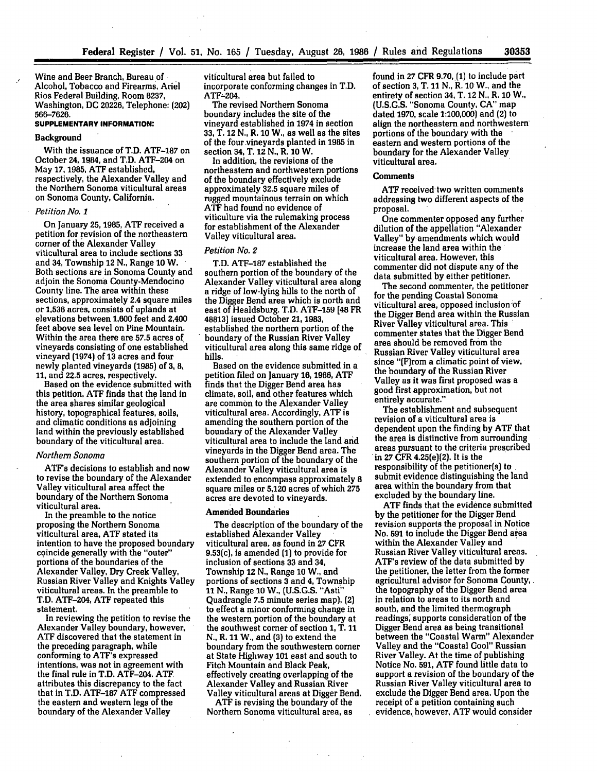Wine and Beer Branch, Bureau of Alcohol, Tobacco and Firearms, Ariel Rios Federal Building, Room 6237, Washington, DC 20226, Telephone: (202) 566-7626.

**SUPPLEMENTARY INFORMATION:**

### Background

With the issuance of T.D. ATF-187 on October 24, 1984, and T.D. ATF-204 on May 17, 1985, ATF established, respectively, the Alexander Valley and the Northern Sonoma viticultural areas on Sonoma County, California.

*Petition No. 1*

On January 25, 1985, ATF received a petition for revision of the northeastern corner of the Alexander Valley viticultural area to include sections 33 and 34, Township 12 N., Range 10 W. Both sections are in Sonoma County and adjoin the Sonoma County-Mendocino County line. The area within these sections, approximately 2.4 square miles or 1,536 acres, consists of uplands at elevations between 1,600 feet and 2,400 feet above sea level on Pine Mountain. Within the area there are 57.5 acres of vineyards consisting of one established vineyard (1974) of 13 acres and four newly planted vineyards (1985) of 3, 8, 11, and 22.5 acres, respectively.

Based on the evidence submitted with this petition, ATF finds that the land in the area shares similar geological history, topographical features, soils, and climatic conditions as adjoining land within the previously established boundary of the viticultural area.

*Northern Sonoma*

ATF's decisions to establish and now to revise the boundary of the Alexander Valley viticultural area affect the boundary of the Northern Sonoma viticultural area.

In the preamble to the notice proposing the Northern Sonoma viticultural area, ATF stated its intention to have the proposed boundary coincide generally with the "outer" portions of the boundaries of the Alexander Valley, Dry Creek Valley, Russian River Valley and Knights Valley viticultural areas. In the preamble to T.D. ATF-204, ATF repeated this statement.

In reviewing the petition to revise the Alexander Valley boundary, however, ATF discovered that the statement in the preceding paragraph, while conforming to ATF's expressed intentions, was not in agreement with the final rule in T.D. ATF-204. ATF attributes this discrepancy to the fact that in T.D. ATF-187 ATF compressed the eastern and western legs of the boundary of the Alexander Valley viticultural area but failed to incorporate conforming changes in T.D. ATF-204.

The revised Northern Sonoma boundary includes the site of the vineyard established in 1974 in section 33, T. 12 N., R. 10 W., as well as the sites of the four vineyards planted in 1985 in section 34, T. 12 N., R. 10 W.

In addition, the revisions of the northeastern and northwestern portions of the boundary effectively exclude approximately 32.5 square miles of rugged mountainous terrain on which ATF had found no evidence of viticulture via the rulemaking process for establishment of the Alexander Valley viticultural area.

*Petition No. 2*

T.D. ATF-187 established the southern portion of the boundary of the Alexander Valley viticultural area along a ridge of low-lying hills to the north of the Digger Bend area which is north and east of Healdsburg. T.D. ATF-159 [48 FR 48813] issued October 21, 1983, established the northern portion of the boundary of the Russian River Valley viticultural area along this same ridge of hills.

Based on the evidence submitted in a petition filed on January 16, 1986, ATF finds that the Digger Bend area has climate, soil, and other features which are common to the Alexander Valley viticultural area. Accordingly, ATF is amending the southern portion of the boundary of the Alexander Valley viticultural area to include the land and vineyards in the Digger Bend area. The southern portion of the boundary of the Alexander Valley viticultural area is extended to encompass approximately 8 square miles or 5,120 acres of which 275 acres are devoted to vineyards.

### Amended Boundaries

The description of the boundary of the established Alexander Valley viticultural area, as found in 27 CFR 9.53(c), is amended (1) to provide for inclusion of sections 33 and 34, Township 12 N., Range 10 W., and portions of sections 3 and 4, Township 11 N., Range 10 W., (U.S.G.S. "Asti" Quadrangle 7.5 minute series map), (2) to effect a minor conforming change in the western portion of the boundary at the southwest corner of section 1, T. 11 N., R. 11 W., and (3) to extend the boundary from the southwestern corner at State Highway 101 east and south to Fitch Mountain and Black Peak, effectively creating overlapping of the Alexander Valley and Russian River Valley viticultural areas at Digger Bend.

ATF is revising the boundary of the Northern Sonoma viticultural area, as found in 27 CFR 9.70, (1) to include part of section 3, T. 11 N., R. 10 W., and the entirety of section 34, T. 12 N., R. 10 W., (U.S.G.S. "Sonoma County, CA" map dated 1970, scale 1:100,000) and (2) to align the northeastern and northwestern portions of the boundary with the eastern and western portions of the boundary for the Alexander Valley viticultural area.

### Comments

ATF received two written comments addressing two different aspects of the proposal.

One commenter opposed any further dilution of the appellation "Alexander Valley" by amendments which would increase the land area within the viticultural area. However, this commenter did not dispute any of the data submitted by either petitioner.

The second commenter, the petitioner for the pending Coastal Sonoma viticultural area, opposed inclusion of the Digger Bend area within the Russian River Valley viticultural area. This commenter states that the Digger Bend area should be removed from the Russian River Valley viticultural area since "(F)rom a climatic point of view, the boundary of the Russian River Valley as it was first proposed was a good first approximation, but not entirely accurate."

The establishment and subsequent revision of a viticultural area is dependent upon the finding by ATF that the area is distinctive from surrounding areas pursuant to the criteria prescribed in 27 CFR 4.25(e)(2). It is the responsibility of the petitioner(s) to submit evidence distinguishing the land area within the boundary from that excluded by the boundary line.

ATF finds that the evidence submitted by the petitioner for the Digger Bend revision supports the proposal in Notice No. 591 to include the Digger Bend area within the Alexander Valley and Russian River Valley viticultural areas. ATF's review of the data submitted by the petitioner, the letter from the former agricultural advisor for Sonoma County, the topography of the Digger Bend area in relation to areas to its north and south, and the limited thermograph readings, supports consideration of the Digger Bend area as being transitional between the "Coastal Warm" Alexander Valley and the "Coastal Cool" Russian River Valley. At the time of publishing Notice No. 591, ATF found little data to support a revision of the boundary of the Russian River Valley viticultural area to exclude the Digger Bend area. Upon the receipt of a petition containing such evidence, however, ATF would consider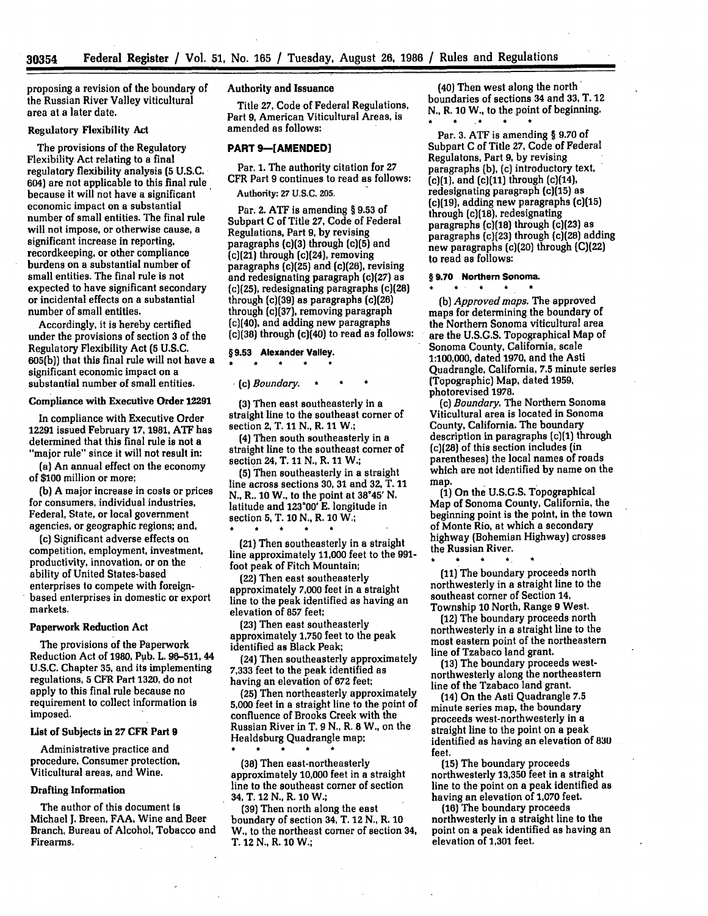proposing a revision of the boundary of the Russian River Valley viticultural area at a later date.

### Regulatory Flexibility Act

The provisions of the Regulatory Flexibility Act relating to a final regulatory flexibility analysis (5 U.S.C. 604) are not applicable to this final rule because it will not have a significant economic impact on a substantial number of small entities. The final rule will not impose, or otherwise cause, a significant increase in reporting, recordkeeping, or other compliance burdens on a substantial number of small entities. The final rule is not expected to have significant secondary or incidental effects on a substantial number of small entities.

Accordingly, it is hereby certified under the provisions of section 3 of the Regulatory Flexibility Act (5 U.S.C. 605(b)) that this final rule will not have a significant economic impact on a substantial number of small entities.

### Compliance with Executive Order 12291

In compliance with Executive Order 12291 issued February 17, 1981, ATF has determined that this final rule is not a "major rule" since it will not result in:

(a) An annual effect on the economy of $100 million or more;

(b) A major increase in costs or prices for consumers, individual industries, Federal, State, or local government agencies, or geographic regions; and,

(c) Significant adverse effects on competition, employment, investment, productivity, innovation, or on the ability of United States-based enterprises to compete with foreign-based enterprises in domestic or export markets.

### Paperwork Reduction Act

The provisions of the Paperwork Reduction Act of 1980, Pub. L. 96-511, 44 U.S.C. Chapter 35, and its implementing regulations, 5 CFR Part 1320, do not apply to this final rule because no requirement to collect information is imposed.

### List of Subjects in 27 CFR Part 9

Administrative practice and procedure, Consumer protection, Viticultural areas, and Wine.

### Drafting Information

The author of this document is Michael J. Breen, FAA, Wine and Beer Branch, Bureau of Alcohol, Tobacco and Firearms.

### Authority and Issuance

Title 27, Code of Federal Regulations, Part 9, American Viticultural Areas, is amended as follows:

## PART 9—[AMENDED]

Par. 1. The authority citation for 27 CFR Part 9 continues to read as follows:

Authority: 27 U.S.C. 205.

Par. 2. ATF is amending § 9.53 of Subpart C of Title 27, Code of Federal Regulations, Part 9, by revising paragraphs (c)(3) through (c)(5) and (c)(21) through (c)(24), removing paragraphs (c)(25) and (c)(26), revising and redesignating paragraph (c)(27) as (c)(25), redesignating paragraphs (c)(28) through (c)(39) as paragraphs (c)(26) through (c)(37), removing paragraph (c)(40), and adding new paragraphs (c)(38) through (c)(40) to read as follows:

### § 9.53 Alexander Valley.

\* \* \* \* \*

(c) *Boundary.* \* \* \*

(3) Then east southeasterly in a straight line to the southeast corner of section 2, T. 11 N., R. 11 W.;

(4) Then south southeasterly in a straight line to the southeast corner of section 24, T. 11 N., R. 11 W.;

(5) Then southeasterly in a straight line across sections 30, 31 and 32, T. 11 N., R.. 10 W., to the point at 38°45' N. latitude and 123°00' E. longitude in section 5, T. 10 N., R. 10 W.;

\* \* \* \* \*

(21) Then southeasterly in a straight line approximately 11,000 feet to the 991-foot peak of Fitch Mountain;

(22) Then east southeasterly approximately 7,000 feet in a straight line to the peak identified as having an elevation of 857 feet;

(23) Then east southeasterly approximately 1,750 feet to the peak identified as Black Peak;

(24) Then southeasterly approximately 7,333 feet to the peak identified as having an elevation of 672 feet;

(25) Then northeasterly approximately 5,000 feet in a straight line to the point of confluence of Brooks Creek with the Russian River in T. 9 N., R. 8 W., on the Healdsburg Quadrangle map;

\* \* \* \* \*

(38) Then east-northeasterly approximately 10,000 feet in a straight line to the southeast corner of section 34, T. 12 N., R. 10 W.;

(39) Then north along the east boundary of section 34, T. 12 N., R. 10 W., to the northeast corner of section 34, T. 12 N., R. 10 W.;

(40) Then west along the north boundaries of sections 34 and 33, T. 12 N., R. 10 W., to the point of beginning.

\* \* \* \* \*

Par. 3. ATF is amending § 9.70 of Subpart C of Title 27, Code of Federal Regulatons, Part 9, by revising paragraphs (b), (c) introductory text, (c)(1), and (c)(11) through (c)(14), redesignating paragraph (c)(15) as (c)(19), adding new paragraphs (c)(15) through (c)(18), redesignating paragraphs (c)(18) through (c)(23) as paragraphs (c)(23) through (c)(28) adding new paragraphs (c)(20) through (C)(22) to read as follows:

### § 9.70 Northern Sonoma.

\* \* \* \* \*

(b) *Approved maps.* The approved maps for determining the boundary of the Northern Sonoma viticultural area are the U.S.G.S. Topographical Map of Sonoma County, California, scale 1:100,000, dated 1970, and the Asti Quadrangle, California, 7.5 minute series (Topographic) Map, dated 1959, photorevised 1978.

(c) *Boundary.* The Northern Sonoma Viticultural area is located in Sonoma County, California. The boundary description in paragraphs (c)(1) through (c)(28) of this section includes (in parentheses) the local names of roads which are not identified by name on the map.

(1) On the U.S.G.S. Topographical Map of Sonoma County, California, the beginning point is the point, in the town of Monte Rio, at which a secondary highway (Bohemian Highway) crosses the Russian River.

\* \* \* \* \*

(11) The boundary proceeds north northwesterly in a straight line to the southeast corner of Section 14, Township 10 North, Range 9 West.

(12) The boundary proceeds north northwesterly in a straight line to the most eastern point of the northeastern line of Tzabaco land grant.

(13) The boundary proceeds west-northwesterly along the northeastern line of the Tzabaco land grant.

(14) On the Asti Quadrangle 7.5 minute series map, the boundary proceeds west-northwesterly in a straight line to the point on a peak identified as having an elevation of 830 feet.

(15) The boundary proceeds northwesterly 13,350 feet in a straight line to the point on a peak identified as having an elevation of 1,070 feet.

(16) The boundary proceeds northwesterly in a straight line to the point on a peak identified as having an elevation of 1,301 feet.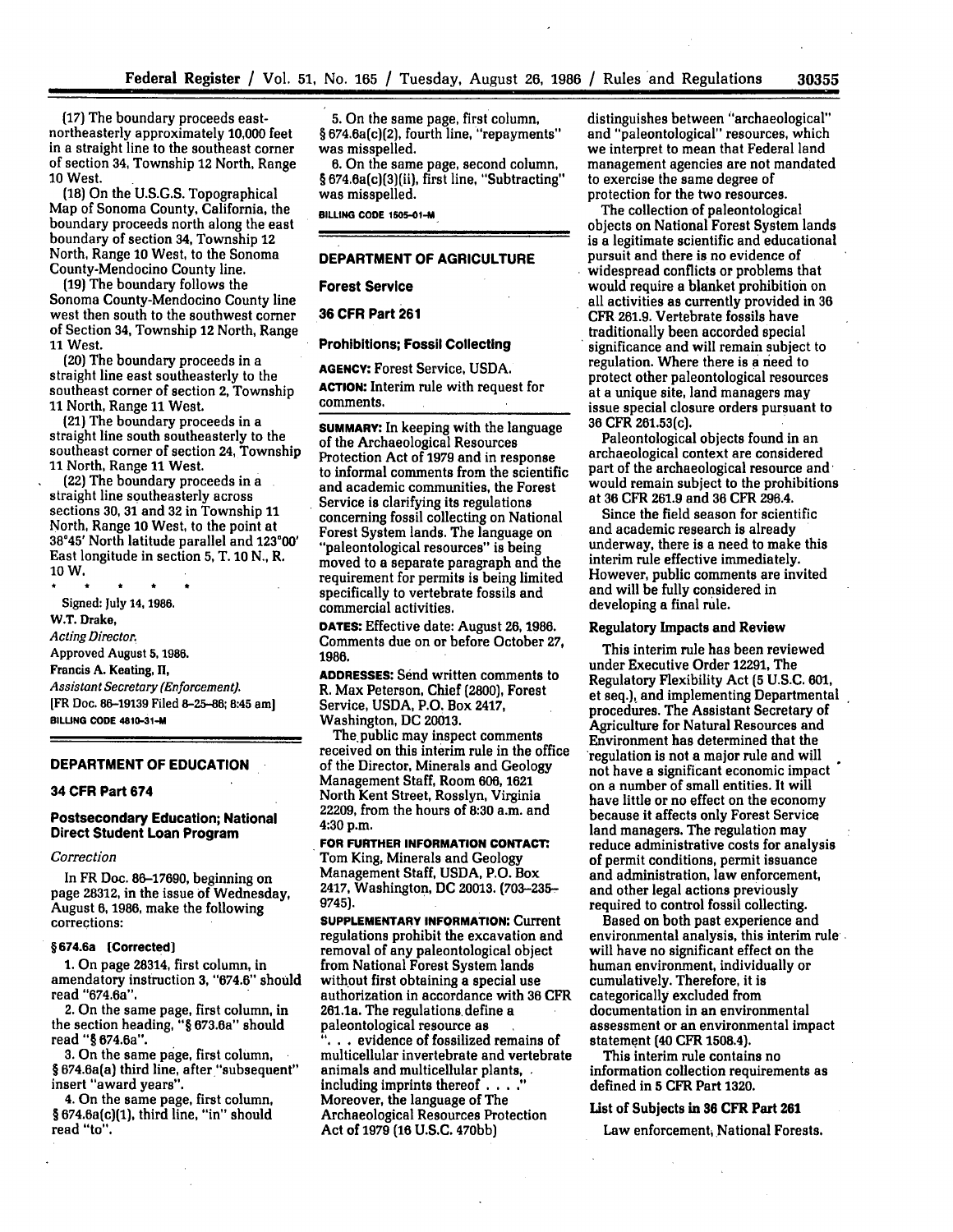(17) The boundary proceeds east-northeasterly approximately 10,000 feet in a straight line to the southeast corner of section 34, Township 12 North, Range 10 West.

(18) On the U.S.G.S. Topographical Map of Sonoma County, California, the boundary proceeds north along the east boundary of section 34, Township 12 North, Range 10 West, to the Sonoma County-Mendocino County line.

(19) The boundary follows the Sonoma County-Mendocino County line west then south to the southwest corner of Section 34, Township 12 North, Range 11 West.

(20) The boundary proceeds in a straight line east southeasterly to the southeast corner of section 2, Township 11 North, Range 11 West.

(21) The boundary proceeds in a straight line south southeasterly to the southeast corner of section 24, Township 11 North, Range 11 West.

(22) The boundary proceeds in a straight line southeasterly across sections 30, 31 and 32 in Township 11 North, Range 10 West, to the point at 38°45' North latitude parallel and 123°00' East longitude in section 5, T. 10 N., R. 10 W.

\* \* \* \* \*

Signed: July 14, 1986.

W.T. Drake,

*Acting Director.*

Approved August 5, 1986.

Francis A. Keating, II,

*Assistant Secretary (Enforcement).*

[FR Doc. 86-19139 Filed 8-25-86; 8:45 am]

BILLING CODE 4810-31-M

## DEPARTMENT OF EDUCATION

### 34 CFR Part 674

### Postsecondary Education; National Direct Student Loan Program

*Correction*

In FR Doc. 86-17690, beginning on page 28312, in the issue of Wednesday, August 6, 1986, make the following corrections:

**§ 674.6a [Corrected]**

1. On page 28314, first column, in amendatory instruction 3, "674.6" should read "674.6a".

2. On the same page, first column, in the section heading, "§ 673.6a" should read "§ 674.6a".

3. On the same page, first column, § 674.6a(a) third line, after "subsequent" insert "award years".

4. On the same page, first column, § 674.6a(c)(1), third line, "in" should read "to".

5. On the same page, first column, § 674.6a(c)(2), fourth line, "repayments" was misspelled.

6. On the same page, second column, § 674.6a(c)(3)(ii), first line, "Subtracting" was misspelled.

BILLING CODE 1505-01-M

## DEPARTMENT OF AGRICULTURE

### Forest Service

### 36 CFR Part 261

### Prohibitions; Fossil Collecting

**AGENCY:** Forest Service, USDA.

**ACTION:** Interim rule with request for comments.

**SUMMARY:** In keeping with the language of the Archaeological Resources Protection Act of 1979 and in response to informal comments from the scientific and academic communities, the Forest Service is clarifying its regulations concerning fossil collecting on National Forest System lands. The language on "paleontological resources" is being moved to a separate paragraph and the requirement for permits is being limited specifically to vertebrate fossils and commercial activities.

**DATES:** Effective date: August 26, 1986. Comments due on or before October 27, 1986.

**ADDRESSES:** Send written comments to R. Max Peterson, Chief (2800), Forest Service, USDA, P.O. Box 2417, Washington, DC 20013.

The public may inspect comments received on this interim rule in the office of the Director, Minerals and Geology Management Staff, Room 606, 1621 North Kent Street, Rosslyn, Virginia 22209, from the hours of 8:30 a.m. and 4:30 p.m.

**FOR FURTHER INFORMATION CONTACT:** Tom King, Minerals and Geology Management Staff, USDA, P.O. Box 2417, Washington, DC 20013. (703-235-9745).

**SUPPLEMENTARY INFORMATION:** Current regulations prohibit the excavation and removal of any paleontological object from National Forest System lands without first obtaining a special use authorization in accordance with 36 CFR 261.1a. The regulations define a paleontological resource as ". . . evidence of fossilized remains of multicellular invertebrate and vertebrate animals and multicellular plants, including imprints thereof . . . ." Moreover, the language of The Archaeological Resources Protection Act of 1979 (16 U.S.C. 470bb) distinguishes between "archaeological" and "paleontological" resources, which we interpret to mean that Federal land management agencies are not mandated to exercise the same degree of protection for the two resources.

The collection of paleontological objects on National Forest System lands is a legitimate scientific and educational pursuit and there is no evidence of widespread conflicts or problems that would require a blanket prohibition on all activities as currently provided in 36 CFR 261.9. Vertebrate fossils have traditionally been accorded special significance and will remain subject to regulation. Where there is a need to protect other paleontological resources at a unique site, land managers may issue special closure orders pursuant to 36 CFR 261.53(c).

Paleontological objects found in an archaeological context are considered part of the archaeological resource and would remain subject to the prohibitions at 36 CFR 261.9 and 36 CFR 296.4.

Since the field season for scientific and academic research is already underway, there is a need to make this interim rule effective immediately. However, public comments are invited and will be fully considered in developing a final rule.

### Regulatory Impacts and Review

This interim rule has been reviewed under Executive Order 12291, The Regulatory Flexibility Act (5 U.S.C. 601, et seq.), and implementing Departmental procedures. The Assistant Secretary of Agriculture for Natural Resources and Environment has determined that the regulation is not a major rule and will not have a significant economic impact on a number of small entities. It will have little or no effect on the economy because it affects only Forest Service land managers. The regulation may reduce administrative costs for analysis of permit conditions, permit issuance and administration, law enforcement, and other legal actions previously required to control fossil collecting.

Based on both past experience and environmental analysis, this interim rule will have no significant effect on the human environment, individually or cumulatively. Therefore, it is categorically excluded from documentation in an environmental assessment or an environmental impact statement (40 CFR 1508.4).

This interim rule contains no information collection requirements as defined in 5 CFR Part 1320.

### List of Subjects in 36 CFR Part 261

Law enforcement, National Forests.